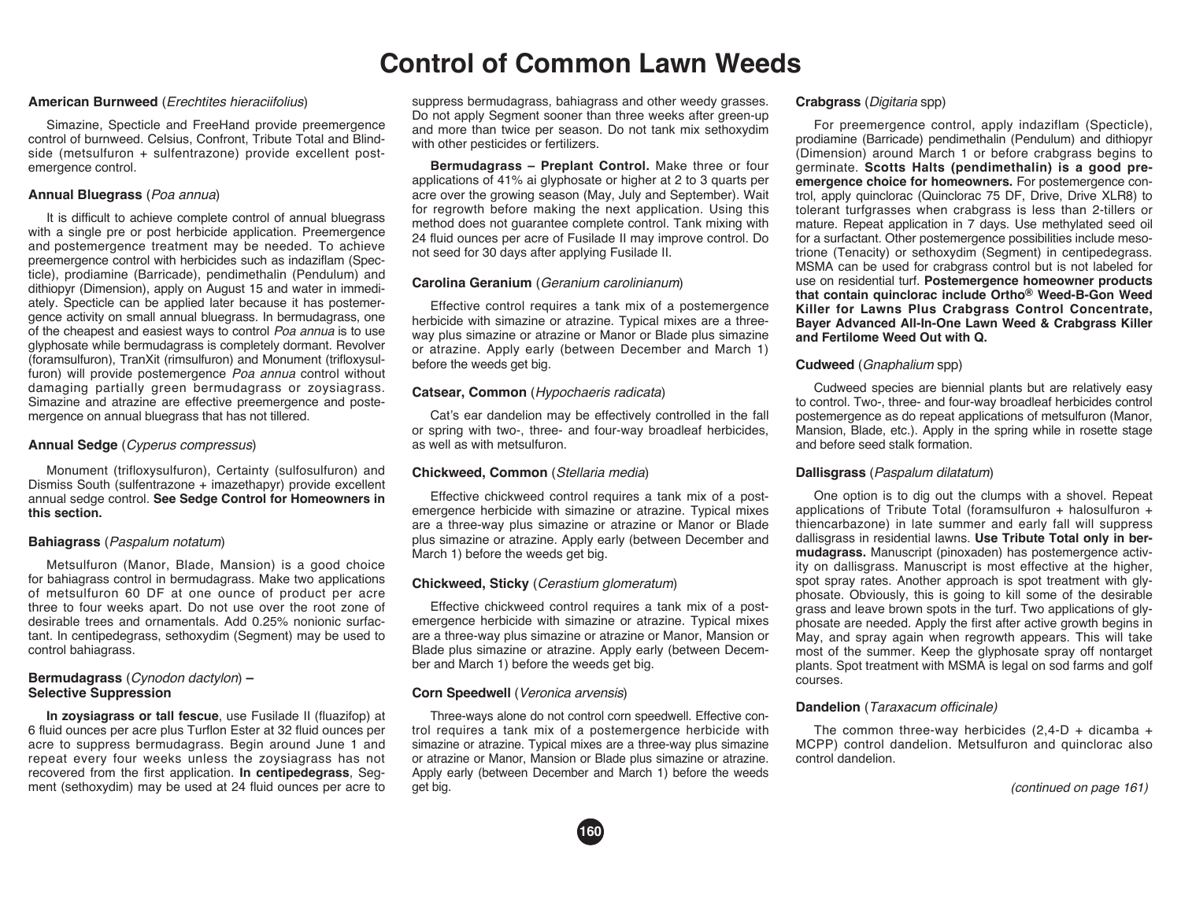# Control of Common Lawn Weeds

### American Burnweed (*Erechtites hieraciifolius*)

Simazine, Specticle and FreeHand provide preemergence control of burnweed. Celsius, Confront, Tribute Total and Blindside (metsulfuron + sulfentrazone) provide excellent postemergence control.

### Annual Bluegrass (*Poa annua*)

It is difficult to achieve complete control of annual bluegrass with a single pre or post herbicide application. Preemergence and postemergence treatment may be needed. To achieve preemergence control with herbicides such as indaziflam (Specticle), prodiamine (Barricade), pendimethalin (Pendulum) and dithiopyr (Dimension), apply on August 15 and water in immediately. Specticle can be applied later because it has postemergence activity on small annual bluegrass. In bermudagrass, one of the cheapest and easiest ways to control *Poa annua* is to use glyphosate while bermudagrass is completely dormant. Revolver (foramsulfuron), TranXit (rimsulfuron) and Monument (trifloxysulfuron) will provide postemergence *Poa annua* control without damaging partially green bermudagrass or zoysiagrass. Simazine and atrazine are effective preemergence and postemergence on annual bluegrass that has not tillered.

### Annual Sedge (*Cyperus compressus*)

Monument (trifloxysulfuron), Certainty (sulfosulfuron) and Dismiss South (sulfentrazone + imazethapyr) provide excellent annual sedge control. **See Sedge Control for Homeowners in this section.**

### Bahiagrass (*Paspalum notatum*)

Metsulfuron (Manor, Blade, Mansion) is a good choice for bahiagrass control in bermudagrass. Make two applications of metsulfuron 60 DF at one ounce of product per acre three to four weeks apart. Do not use over the root zone of desirable trees and ornamentals. Add 0.25% nonionic surfactant. In centipedegrass, sethoxydim (Segment) may be used to control bahiagrass.

### Bermudagrass (*Cynodon dactylon*) – Selective Suppression

**In zoysiagrass or tall fescue**, use Fusilade II (fluazifop) at 6 fluid ounces per acre plus Turflon Ester at 32 fluid ounces per acre to suppress bermudagrass. Begin around June 1 and repeat every four weeks unless the zoysiagrass has not recovered from the first application. **In centipedegrass**, Segment (sethoxydim) may be used at 24 fluid ounces per acre to suppress bermudagrass, bahiagrass and other weedy grasses. Do not apply Segment sooner than three weeks after green-up and more than twice per season. Do not tank mix sethoxydim with other pesticides or fertilizers.

**Bermudagrass – Preplant Control.** Make three or four applications of 41% ai glyphosate or higher at 2 to 3 quarts per acre over the growing season (May, July and September). Wait for regrowth before making the next application. Using this method does not guarantee complete control. Tank mixing with 24 fluid ounces per acre of Fusilade II may improve control. Do not seed for 30 days after applying Fusilade II.

### Carolina Geranium (*Geranium carolinianum*)

Effective control requires a tank mix of a postemergence herbicide with simazine or atrazine. Typical mixes are a three-way plus simazine or atrazine or Manor or Blade plus simazine or atrazine. Apply early (between December and March 1) before the weeds get big.

### Catsear, Common (*Hypochaeris radicata*)

Cat's ear dandelion may be effectively controlled in the fall or spring with two-, three- and four-way broadleaf herbicides, as well as with metsulfuron.

### Chickweed, Common (*Stellaria media*)

Effective chickweed control requires a tank mix of a postemergence herbicide with simazine or atrazine. Typical mixes are a three-way plus simazine or atrazine or Manor or Blade plus simazine or atrazine. Apply early (between December and March 1) before the weeds get big.

### Chickweed, Sticky (*Cerastium glomeratum*)

Effective chickweed control requires a tank mix of a postemergence herbicide with simazine or atrazine. Typical mixes are a three-way plus simazine or atrazine or Manor, Mansion or Blade plus simazine or atrazine. Apply early (between December and March 1) before the weeds get big.

### Corn Speedwell (*Veronica arvensis*)

Three-ways alone do not control corn speedwell. Effective control requires a tank mix of a postemergence herbicide with simazine or atrazine. Typical mixes are a three-way plus simazine or atrazine or Manor, Mansion or Blade plus simazine or atrazine. Apply early (between December and March 1) before the weeds get big.

### Crabgrass (*Digitaria* spp)

For preemergence control, apply indaziflam (Specticle), prodiamine (Barricade) pendimethalin (Pendulum) and dithiopyr (Dimension) around March 1 or before crabgrass begins to germinate. **Scotts Halts (pendimethalin) is a good preemergence choice for homeowners.** For postemergence control, apply quinclorac (Quinclorac 75 DF, Drive, Drive XLR8) to tolerant turfgrasses when crabgrass is less than 2-tillers or mature. Repeat application in 7 days. Use methylated seed oil for a surfactant. Other postemergence possibilities include mesotrione (Tenacity) or sethoxydim (Segment) in centipedegrass. MSMA can be used for crabgrass control but is not labeled for use on residential turf. **Postemergence homeowner products that contain quinclorac include Ortho® Weed-B-Gon Weed Killer for Lawns Plus Crabgrass Control Concentrate, Bayer Advanced All-In-One Lawn Weed & Crabgrass Killer and Fertilome Weed Out with Q.**

### Cudweed (*Gnaphalium* spp)

Cudweed species are biennial plants but are relatively easy to control. Two-, three- and four-way broadleaf herbicides control postemergence as do repeat applications of metsulfuron (Manor, Mansion, Blade, etc.). Apply in the spring while in rosette stage and before seed stalk formation.

### Dallisgrass (*Paspalum dilatatum*)

One option is to dig out the clumps with a shovel. Repeat applications of Tribute Total (foramsulfuron + halosulfuron + thiencarbazone) in late summer and early fall will suppress dallisgrass in residential lawns. **Use Tribute Total only in bermudagrass.** Manuscript (pinoxaden) has postemergence activity on dallisgrass. Manuscript is most effective at the higher, spot spray rates. Another approach is spot treatment with glyphosate. Obviously, this is going to kill some of the desirable grass and leave brown spots in the turf. Two applications of glyphosate are needed. Apply the first after active growth begins in May, and spray again when regrowth appears. This will take most of the summer. Keep the glyphosate spray off nontarget plants. Spot treatment with MSMA is legal on sod farms and golf courses.

### Dandelion (*Taraxacum officinale)*

The common three-way herbicides (2,4-D + dicamba + MCPP) control dandelion. Metsulfuron and quinclorac also control dandelion.

*(continued on page 161)*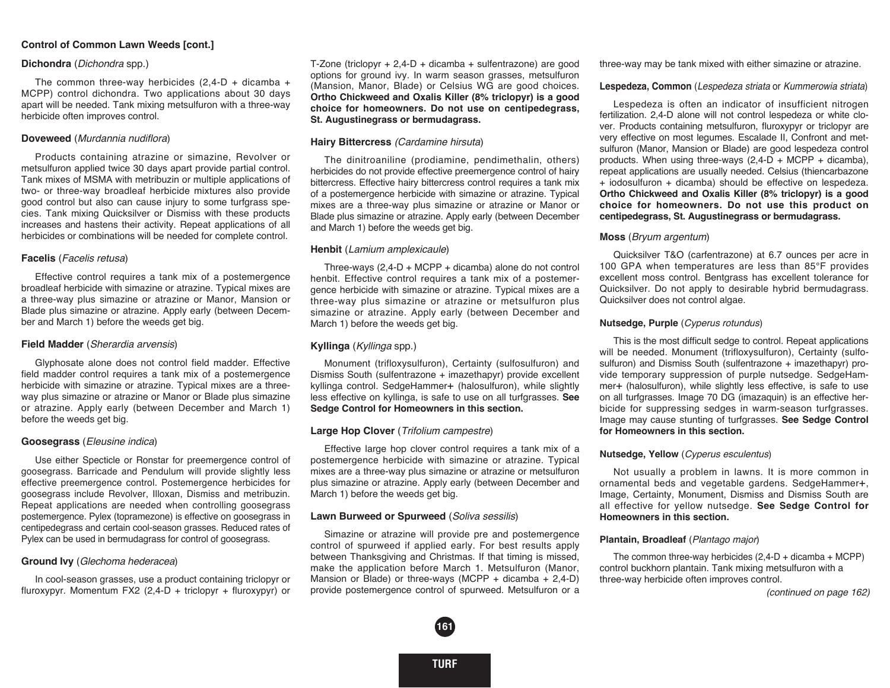## Control of Common Lawn Weeds [cont.]

### Dichondra (*Dichondra* spp.)

The common three-way herbicides (2,4-D + dicamba + MCPP) control dichondra. Two applications about 30 days apart will be needed. Tank mixing metsulfuron with a three-way herbicide often improves control.

### Doveweed (*Murdannia nudiflora*)

Products containing atrazine or simazine, Revolver or metsulfuron applied twice 30 days apart provide partial control. Tank mixes of MSMA with metribuzin or multiple applications of two- or three-way broadleaf herbicide mixtures also provide good control but also can cause injury to some turfgrass species. Tank mixing Quicksilver or Dismiss with these products increases and hastens their activity. Repeat applications of all herbicides or combinations will be needed for complete control.

### Facelis (*Facelis retusa*)

Effective control requires a tank mix of a postemergence broadleaf herbicide with simazine or atrazine. Typical mixes are a three-way plus simazine or atrazine or Manor, Mansion or Blade plus simazine or atrazine. Apply early (between December and March 1) before the weeds get big.

### Field Madder (*Sherardia arvensis*)

Glyphosate alone does not control field madder. Effective field madder control requires a tank mix of a postemergence herbicide with simazine or atrazine. Typical mixes are a three-way plus simazine or atrazine or Manor or Blade plus simazine or atrazine. Apply early (between December and March 1) before the weeds get big.

### Goosegrass (*Eleusine indica*)

Use either Specticle or Ronstar for preemergence control of goosegrass. Barricade and Pendulum will provide slightly less effective preemergence control. Postemergence herbicides for goosegrass include Revolver, Illoxan, Dismiss and metribuzin. Repeat applications are needed when controlling goosegrass postemergence. Pylex (topramezone) is effective on goosegrass in centipedegrass and certain cool-season grasses. Reduced rates of Pylex can be used in bermudagrass for control of goosegrass.

### Ground Ivy (*Glechoma hederacea*)

In cool-season grasses, use a product containing triclopyr or fluroxypyr. Momentum FX2 (2,4-D + triclopyr + fluroxypyr) or T-Zone (triclopyr + 2,4-D + dicamba + sulfentrazone) are good options for ground ivy. In warm season grasses, metsulfuron (Mansion, Manor, Blade) or Celsius WG are good choices. **Ortho Chickweed and Oxalis Killer (8% triclopyr) is a good choice for homeowners. Do not use on centipedegrass, St. Augustinegrass or bermudagrass.**

### Hairy Bittercress (*Cardamine hirsuta*)

The dinitroaniline (prodiamine, pendimethalin, others) herbicides do not provide effective preemergence control of hairy bittercress. Effective hairy bittercress control requires a tank mix of a postemergence herbicide with simazine or atrazine. Typical mixes are a three-way plus simazine or atrazine or Manor or Blade plus simazine or atrazine. Apply early (between December and March 1) before the weeds get big.

### Henbit (*Lamium amplexicaule*)

Three-ways (2,4-D + MCPP + dicamba) alone do not control henbit. Effective control requires a tank mix of a postemergence herbicide with simazine or atrazine. Typical mixes are a three-way plus simazine or atrazine or metsulfuron plus simazine or atrazine. Apply early (between December and March 1) before the weeds get big.

### Kyllinga (*Kyllinga* spp.)

Monument (trifloxysulfuron), Certainty (sulfosulfuron) and Dismiss South (sulfentrazone + imazethapyr) provide excellent kyllinga control. SedgeHammer+ (halosulfuron), while slightly less effective on kyllinga, is safe to use on all turfgrasses. **See Sedge Control for Homeowners in this section.**

### Large Hop Clover (*Trifolium campestre*)

Effective large hop clover control requires a tank mix of a postemergence herbicide with simazine or atrazine. Typical mixes are a three-way plus simazine or atrazine or metsulfuron plus simazine or atrazine. Apply early (between December and March 1) before the weeds get big.

### Lawn Burweed or Spurweed (*Soliva sessilis*)

Simazine or atrazine will provide pre and postemergence control of spurweed if applied early. For best results apply between Thanksgiving and Christmas. If that timing is missed, make the application before March 1. Metsulfuron (Manor, Mansion or Blade) or three-ways (MCPP + dicamba + 2,4-D) provide postemergence control of spurweed. Metsulfuron or a three-way may be tank mixed with either simazine or atrazine.

### Lespedeza, Common (*Lespedeza striata* or *Kummerowia striata*)

Lespedeza is often an indicator of insufficient nitrogen fertilization. 2,4-D alone will not control lespedeza or white clover. Products containing metsulfuron, fluroxypyr or triclopyr are very effective on most legumes. Escalade II, Confront and metsulfuron (Manor, Mansion or Blade) are good lespedeza control products. When using three-ways (2,4-D + MCPP + dicamba), repeat applications are usually needed. Celsius (thiencarbazone + iodosulfuron + dicamba) should be effective on lespedeza. **Ortho Chickweed and Oxalis Killer (8% triclopyr) is a good choice for homeowners. Do not use this product on centipedegrass, St. Augustinegrass or bermudagrass.**

### Moss (*Bryum argentum*)

Quicksilver T&O (carfentrazone) at 6.7 ounces per acre in 100 GPA when temperatures are less than 85°F provides excellent moss control. Bentgrass has excellent tolerance for Quicksilver. Do not apply to desirable hybrid bermudagrass. Quicksilver does not control algae.

### Nutsedge, Purple (*Cyperus rotundus*)

This is the most difficult sedge to control. Repeat applications will be needed. Monument (trifloxysulfuron), Certainty (sulfosulfuron) and Dismiss South (sulfentrazone + imazethapyr) provide temporary suppression of purple nutsedge. SedgeHammer+ (halosulfuron), while slightly less effective, is safe to use on all turfgrasses. Image 70 DG (imazaquin) is an effective herbicide for suppressing sedges in warm-season turfgrasses. Image may cause stunting of turfgrasses. **See Sedge Control for Homeowners in this section.**

### Nutsedge, Yellow (*Cyperus esculentus*)

Not usually a problem in lawns. It is more common in ornamental beds and vegetable gardens. SedgeHammer+, Image, Certainty, Monument, Dismiss and Dismiss South are all effective for yellow nutsedge. **See Sedge Control for Homeowners in this section.**

### Plantain, Broadleaf (*Plantago major*)

The common three-way herbicides (2,4-D + dicamba + MCPP) control buckhorn plantain. Tank mixing metsulfuron with a three-way herbicide often improves control.

*(continued on page 162)*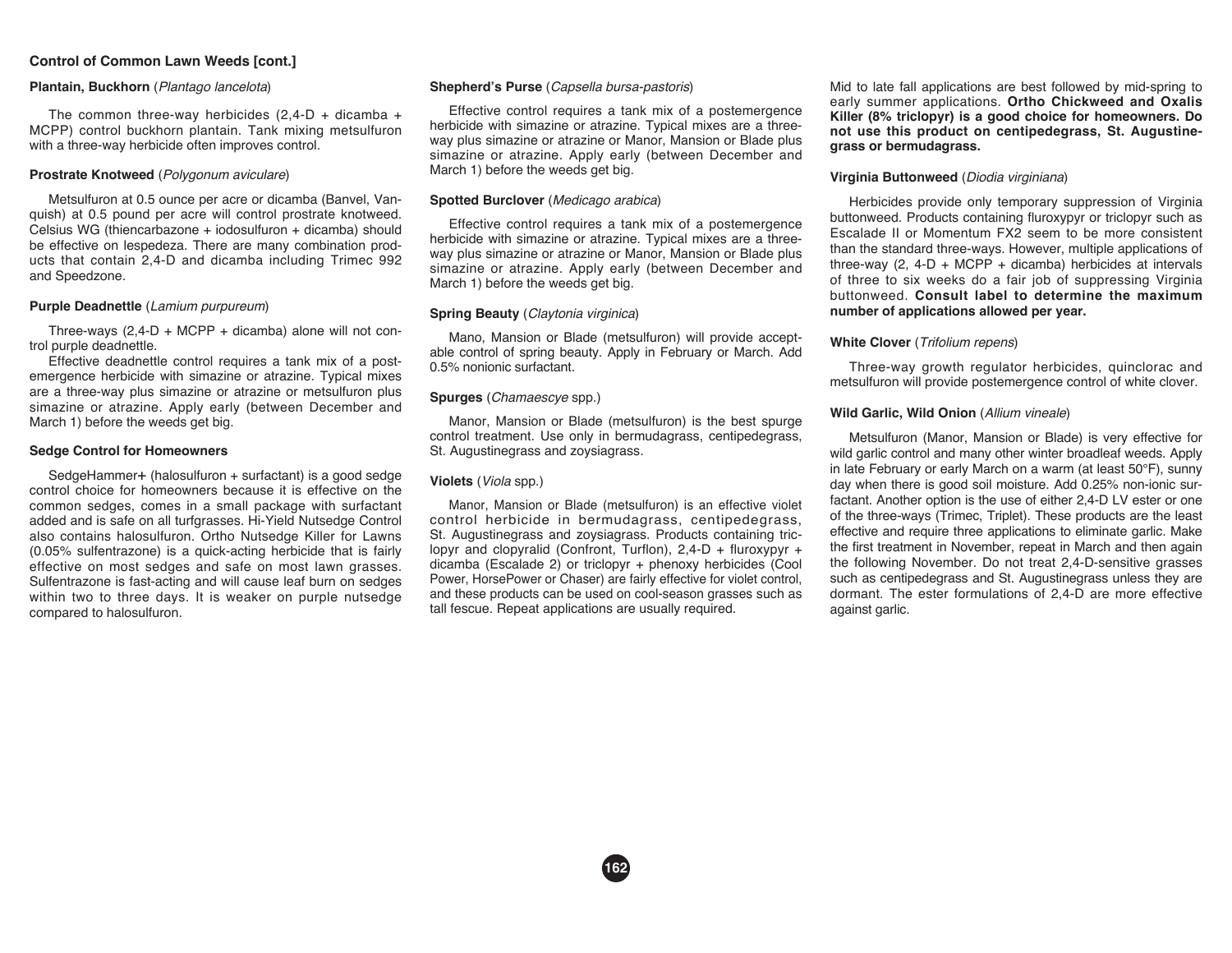## Control of Common Lawn Weeds [cont.]

### Plantain, Buckhorn (*Plantago lancelota*)

The common three-way herbicides (2,4-D + dicamba + MCPP) control buckhorn plantain. Tank mixing metsulfuron with a three-way herbicide often improves control.

### Prostrate Knotweed (*Polygonum aviculare*)

Metsulfuron at 0.5 ounce per acre or dicamba (Banvel, Vanquish) at 0.5 pound per acre will control prostrate knotweed. Celsius WG (thiencarbazone + iodosulfuron + dicamba) should be effective on lespedeza. There are many combination products that contain 2,4-D and dicamba including Trimec 992 and Speedzone.

### Purple Deadnettle (*Lamium purpureum*)

Three-ways (2,4-D + MCPP + dicamba) alone will not control purple deadnettle.

Effective deadnettle control requires a tank mix of a postemergence herbicide with simazine or atrazine. Typical mixes are a three-way plus simazine or atrazine or metsulfuron plus simazine or atrazine. Apply early (between December and March 1) before the weeds get big.

### Sedge Control for Homeowners

SedgeHammer+ (halosulfuron + surfactant) is a good sedge control choice for homeowners because it is effective on the common sedges, comes in a small package with surfactant added and is safe on all turfgrasses. Hi-Yield Nutsedge Control also contains halosulfuron. Ortho Nutsedge Killer for Lawns (0.05% sulfentrazone) is a quick-acting herbicide that is fairly effective on most sedges and safe on most lawn grasses. Sulfentrazone is fast-acting and will cause leaf burn on sedges within two to three days. It is weaker on purple nutsedge compared to halosulfuron.

### Shepherd's Purse (*Capsella bursa-pastoris*)

Effective control requires a tank mix of a postemergence herbicide with simazine or atrazine. Typical mixes are a three-way plus simazine or atrazine or Manor, Mansion or Blade plus simazine or atrazine. Apply early (between December and March 1) before the weeds get big.

### Spotted Burclover (*Medicago arabica*)

Effective control requires a tank mix of a postemergence herbicide with simazine or atrazine. Typical mixes are a three-way plus simazine or atrazine or Manor, Mansion or Blade plus simazine or atrazine. Apply early (between December and March 1) before the weeds get big.

### Spring Beauty (*Claytonia virginica*)

Mano, Mansion or Blade (metsulfuron) will provide acceptable control of spring beauty. Apply in February or March. Add 0.5% nonionic surfactant.

### Spurges (*Chamaescye* spp.)

Manor, Mansion or Blade (metsulfuron) is the best spurge control treatment. Use only in bermudagrass, centipedegrass, St. Augustinegrass and zoysiagrass.

### Violets (*Viola* spp.)

Manor, Mansion or Blade (metsulfuron) is an effective violet control herbicide in bermudagrass, centipedegrass, St. Augustinegrass and zoysiagrass. Products containing triclopyr and clopyralid (Confront, Turflon), 2,4-D + fluroxypyr + dicamba (Escalade 2) or triclopyr + phenoxy herbicides (Cool Power, HorsePower or Chaser) are fairly effective for violet control, and these products can be used on cool-season grasses such as tall fescue. Repeat applications are usually required.

Mid to late fall applications are best followed by mid-spring to early summer applications. **Ortho Chickweed and Oxalis Killer (8% triclopyr) is a good choice for homeowners. Do not use this product on centipedegrass, St. Augustinegrass or bermudagrass.**

### Virginia Buttonweed (*Diodia virginiana*)

Herbicides provide only temporary suppression of Virginia buttonweed. Products containing fluroxypyr or triclopyr such as Escalade II or Momentum FX2 seem to be more consistent than the standard three-ways. However, multiple applications of three-way (2, 4-D + MCPP + dicamba) herbicides at intervals of three to six weeks do a fair job of suppressing Virginia buttonweed. **Consult label to determine the maximum number of applications allowed per year.**

### White Clover (*Trifolium repens*)

Three-way growth regulator herbicides, quinclorac and metsulfuron will provide postemergence control of white clover.

### Wild Garlic, Wild Onion (*Allium vineale*)

Metsulfuron (Manor, Mansion or Blade) is very effective for wild garlic control and many other winter broadleaf weeds. Apply in late February or early March on a warm (at least 50°F), sunny day when there is good soil moisture. Add 0.25% non-ionic surfactant. Another option is the use of either 2,4-D LV ester or one of the three-ways (Trimec, Triplet). These products are the least effective and require three applications to eliminate garlic. Make the first treatment in November, repeat in March and then again the following November. Do not treat 2,4-D-sensitive grasses such as centipedegrass and St. Augustinegrass unless they are dormant. The ester formulations of 2,4-D are more effective against garlic.